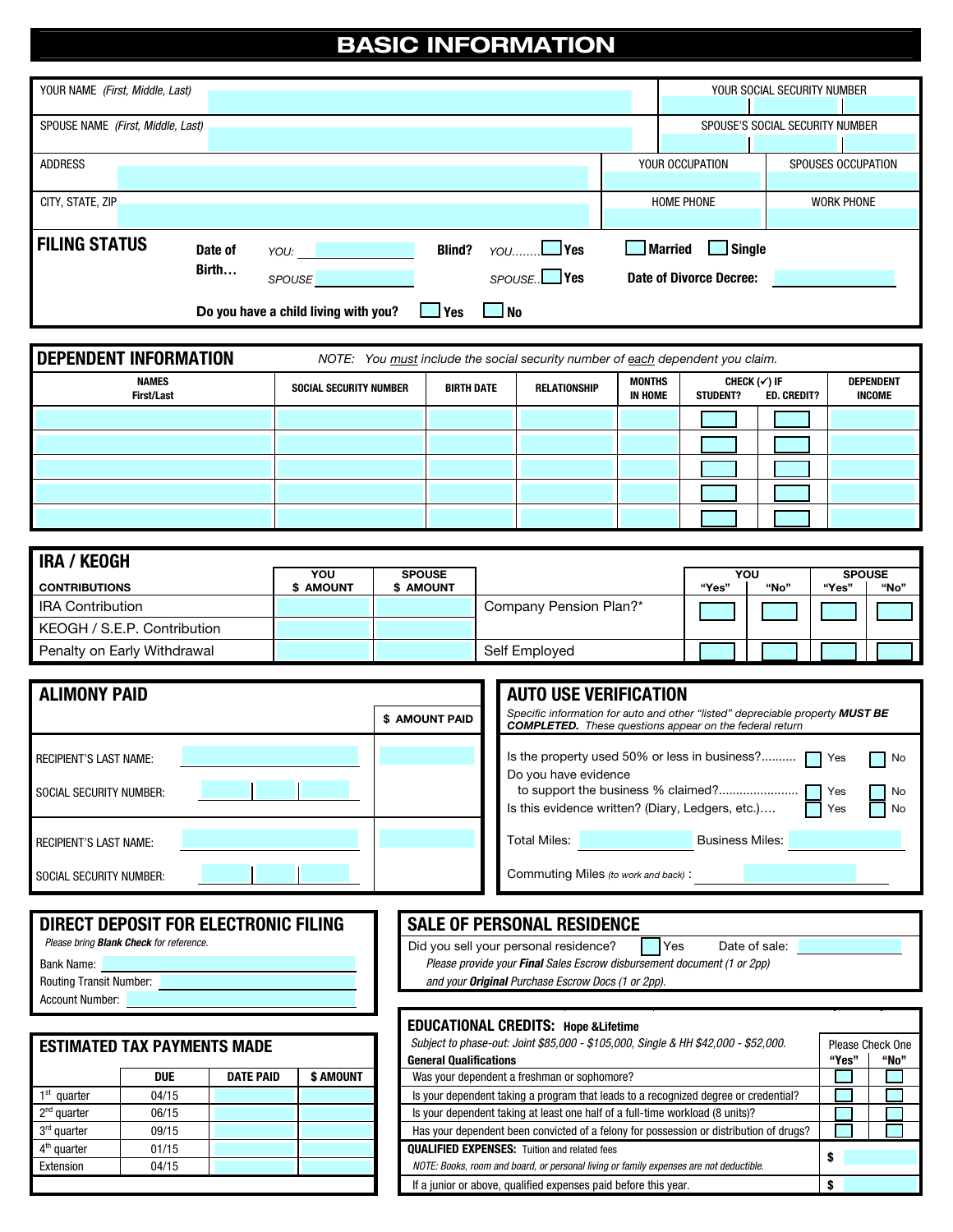# BASIC INFORMATION

| YOUR NAME *(First, Middle, Last)* | | YOUR SOCIAL SECURITY NUMBER | |
|---|---|---|---|
| SPOUSE NAME *(First, Middle, Last)* | | SPOUSE'S SOCIAL SECURITY NUMBER | |
| ADDRESS | | YOUR OCCUPATION | SPOUSES OCCUPATION |
| CITY, STATE, ZIP | | HOME PHONE | WORK PHONE |

**FILING STATUS**

**Date of Birth…** *YOU:* ________ *SPOUSE* ________

**Blind?** *YOU........* ☐ **Yes** *SPOUSE..* ☐ **Yes**

☐ **Married** ☐ **Single**

**Date of Divorce Decree:** ________

**Do you have a child living with you?** ☐ **Yes** ☐ **No**

## DEPENDENT INFORMATION

*NOTE: You must include the social security number of each dependent you claim.*

| NAMES First/Last | SOCIAL SECURITY NUMBER | BIRTH DATE | RELATIONSHIP | MONTHS IN HOME | CHECK (✓) IF STUDENT? | CHECK (✓) IF ED. CREDIT? | DEPENDENT INCOME |
|---|---|---|---|---|---|---|---|
| | | | | | ☐ | ☐ | |
| | | | | | ☐ | ☐ | |
| | | | | | ☐ | ☐ | |
| | | | | | ☐ | ☐ | |
| | | | | | ☐ | ☐ | |

## IRA / KEOGH

| CONTRIBUTIONS | YOU $ AMOUNT | SPOUSE $ AMOUNT |
|---|---|---|
| IRA Contribution | | |
| KEOGH / S.E.P. Contribution | | |
| Penalty on Early Withdrawal | | |

| | YOU "Yes" | YOU "No" | SPOUSE "Yes" | SPOUSE "No" |
|---|---|---|---|---|
| Company Pension Plan?* | ☐ | ☐ | ☐ | ☐ |
| Self Employed | ☐ | ☐ | ☐ | ☐ |

## ALIMONY PAID

| | $ AMOUNT PAID |
|---|---|
| RECIPIENT'S LAST NAME: ________ SOCIAL SECURITY NUMBER: ________ | |
| RECIPIENT'S LAST NAME: ________ SOCIAL SECURITY NUMBER: ________ | |

## AUTO USE VERIFICATION

*Specific information for auto and other "listed" depreciable property **MUST BE COMPLETED.** These questions appear on the federal return*

Is the property used 50% or less in business?.......... ☐ Yes ☐ No

Do you have evidence to support the business % claimed?....................... ☐ Yes ☐ No

Is this evidence written? (Diary, Ledgers, etc.).... ☐ Yes ☐ No

Total Miles: ________ Business Miles: ________

Commuting Miles *(to work and back)* : ________

## DIRECT DEPOSIT FOR ELECTRONIC FILING

*Please bring **Blank Check** for reference.*

Bank Name: ________

Routing Transit Number: ________

Account Number: ________

## SALE OF PERSONAL RESIDENCE

Did you sell your personal residence? ☐ Yes Date of sale: ________

*Please provide your **Final** Sales Escrow disbursement document (1 or 2pp) and your **Original** Purchase Escrow Docs (1 or 2pp).*

## ESTIMATED TAX PAYMENTS MADE

| | DUE | DATE PAID | $ AMOUNT |
|---|---|---|---|
| 1st quarter | 04/15 | | |
| 2nd quarter | 06/15 | | |
| 3rd quarter | 09/15 | | |
| 4th quarter | 01/15 | | |
| Extension | 04/15 | | |

## EDUCATIONAL CREDITS: Hope &Lifetime

*Subject to phase-out: Joint $85,000 - $105,000, Single & HH $42,000 - $52,000.*

| General Qualifications | Please Check One "Yes" | "No" |
|---|---|---|
| Was your dependent a freshman or sophomore? | ☐ | ☐ |
| Is your dependent taking a program that leads to a recognized degree or credential? | ☐ | ☐ |
| Is your dependent taking at least one half of a full-time workload (8 units)? | ☐ | ☐ |
| Has your dependent been convicted of a felony for possession or distribution of drugs? | ☐ | ☐ |
| **QUALIFIED EXPENSES:** Tuition and related fees *NOTE: Books, room and board, or personal living or family expenses are not deductible.* | $ | |
| If a junior or above, qualified expenses paid before this year. | $ | |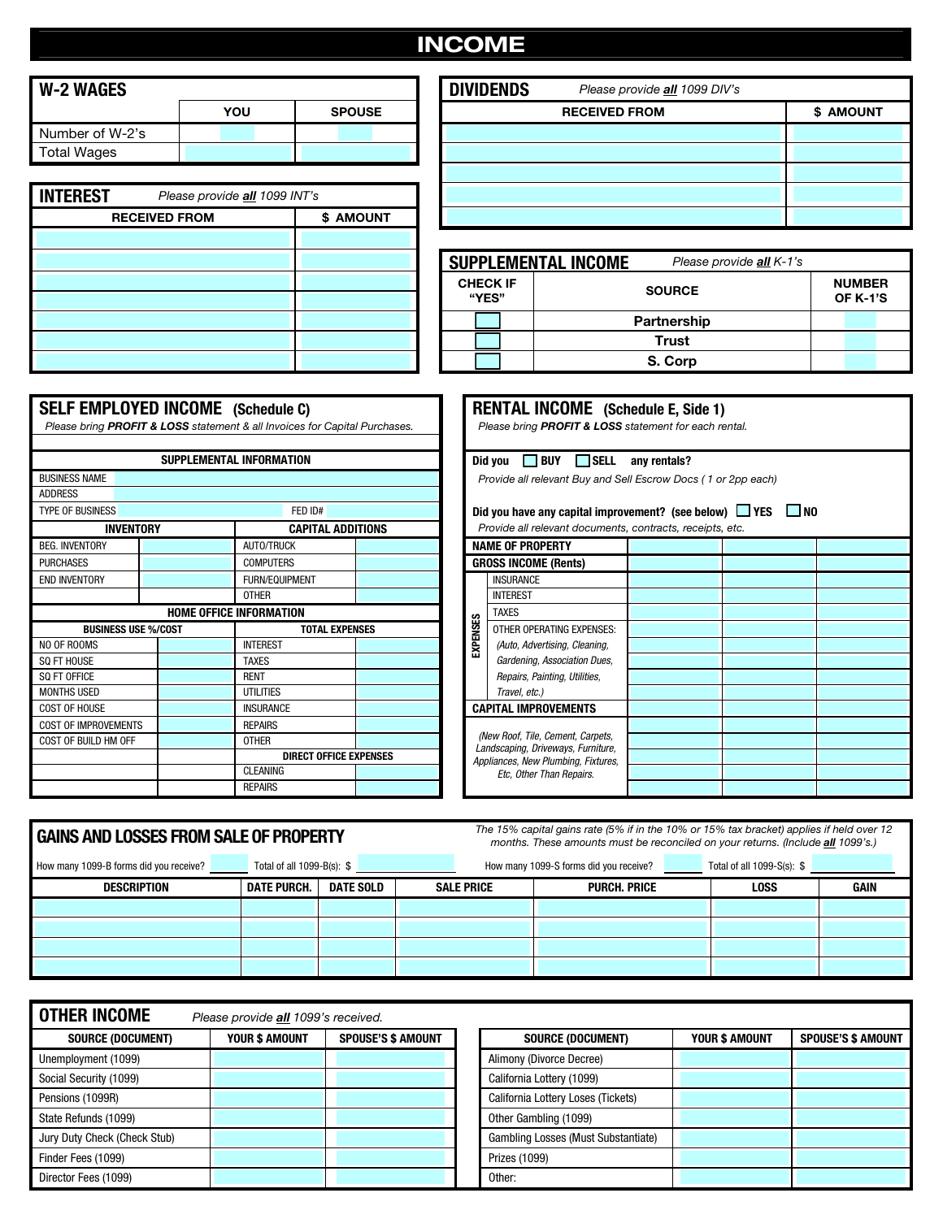# INCOME

## W-2 WAGES

| | YOU | SPOUSE |
|---|---|---|
| Number of W-2's | | |
| Total Wages | | |

## INTEREST

*Please provide **all** 1099 INT's*

| RECEIVED FROM | $ AMOUNT |
|---|---|
| | |
| | |
| | |
| | |
| | |
| | |

## DIVIDENDS

*Please provide **all** 1099 DIV's*

| RECEIVED FROM | $ AMOUNT |
|---|---|
| | |
| | |
| | |
| | |
| | |

## SUPPLEMENTAL INCOME

*Please provide **all** K-1's*

| CHECK IF "YES" | SOURCE | NUMBER OF K-1'S |
|---|---|---|
| ☐ | Partnership | |
| ☐ | Trust | |
| ☐ | S. Corp | |

## SELF EMPLOYED INCOME (Schedule C)

*Please bring **PROFIT & LOSS** statement & all Invoices for Capital Purchases.*

**SUPPLEMENTAL INFORMATION**

| | |
|---|---|
| BUSINESS NAME | |
| ADDRESS | |
| TYPE OF BUSINESS | FED ID# |

| INVENTORY | | CAPITAL ADDITIONS | |
|---|---|---|---|
| BEG. INVENTORY | | AUTO/TRUCK | |
| PURCHASES | | COMPUTERS | |
| END INVENTORY | | FURN/EQUIPMENT | |
| | | OTHER | |

**HOME OFFICE INFORMATION**

| BUSINESS USE %/COST | | TOTAL EXPENSES | |
|---|---|---|---|
| NO OF ROOMS | | INTEREST | |
| SQ FT HOUSE | | TAXES | |
| SQ FT OFFICE | | RENT | |
| MONTHS USED | | UTILITIES | |
| COST OF HOUSE | | INSURANCE | |
| COST OF IMPROVEMENTS | | REPAIRS | |
| COST OF BUILD HM OFF | | OTHER | |
| | | **DIRECT OFFICE EXPENSES** | |
| | | CLEANING | |
| | | REPAIRS | |

## RENTAL INCOME (Schedule E, Side 1)

*Please bring **PROFIT & LOSS** statement for each rental.*

**Did you** ☐ **BUY** ☐ **SELL any rentals?**

*Provide all relevant Buy and Sell Escrow Docs ( 1 or 2pp each)*

**Did you have any capital improvement? (see below)** ☐ **YES** ☐ **NO**

*Provide all relevant documents, contracts, receipts, etc.*

| | | | | |
|---|---|---|---|---|
| **NAME OF PROPERTY** | | | | |
| **GROSS INCOME (Rents)** | | | | |
| EXPENSES | INSURANCE | | | |
| | INTEREST | | | |
| | TAXES | | | |
| | OTHER OPERATING EXPENSES: *(Auto, Advertising, Cleaning, Gardening, Association Dues, Repairs, Painting, Utilities, Travel, etc.)* | | | |
| **CAPITAL IMPROVEMENTS** | *(New Roof, Tile, Cement, Carpets, Landscaping, Driveways, Furniture, Appliances, New Plumbing, Fixtures, Etc, Other Than Repairs.* | | | |

## GAINS AND LOSSES FROM SALE OF PROPERTY

*The 15% capital gains rate (5% if in the 10% or 15% tax bracket) applies if held over 12 months. These amounts must be reconciled on your returns. (Include **all** 1099's.)*

How many 1099-B forms did you receive? ______ Total of all 1099-B(s): $ ______ How many 1099-S forms did you receive? ______ Total of all 1099-S(s): $ ______

| DESCRIPTION | DATE PURCH. | DATE SOLD | SALE PRICE | PURCH. PRICE | LOSS | GAIN |
|---|---|---|---|---|---|---|
| | | | | | | |
| | | | | | | |
| | | | | | | |
| | | | | | | |

## OTHER INCOME

*Please provide **all** 1099's received.*

| SOURCE (DOCUMENT) | YOUR $ AMOUNT | SPOUSE'S $ AMOUNT |
|---|---|---|
| Unemployment (1099) | | |
| Social Security (1099) | | |
| Pensions (1099R) | | |
| State Refunds (1099) | | |
| Jury Duty Check (Check Stub) | | |
| Finder Fees (1099) | | |
| Director Fees (1099) | | |

| SOURCE (DOCUMENT) | YOUR $ AMOUNT | SPOUSE'S $ AMOUNT |
|---|---|---|
| Alimony (Divorce Decree) | | |
| California Lottery (1099) | | |
| California Lottery Loses (Tickets) | | |
| Other Gambling (1099) | | |
| Gambling Losses (Must Substantiate) | | |
| Prizes (1099) | | |
| Other: | | |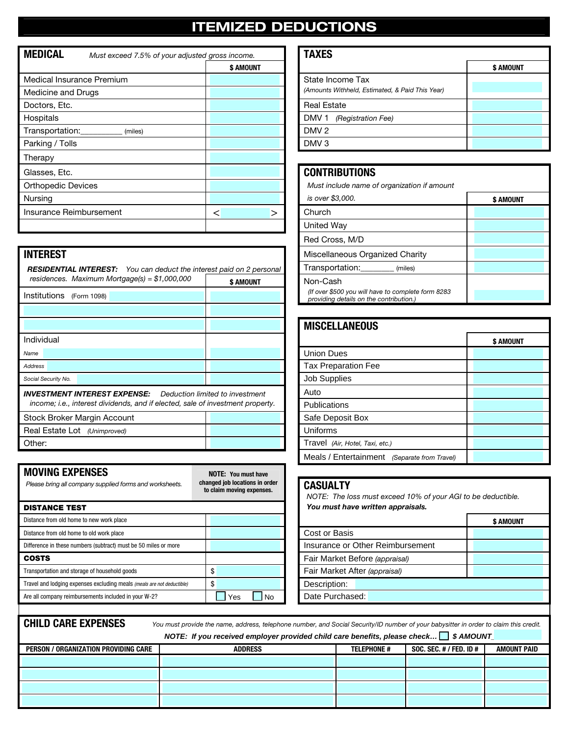# ITEMIZED DEDUCTIONS

## MEDICAL

*Must exceed 7.5% of your adjusted gross income.*

| | $ AMOUNT |
|---|---|
| Medical Insurance Premium | |
| Medicine and Drugs | |
| Doctors, Etc. | |
| Hospitals | |
| Transportation:__________ (miles) | |
| Parking / Tolls | |
| Therapy | |
| Glasses, Etc. | |
| Orthopedic Devices | |
| Nursing | |
| Insurance Reimbursement | < > |
| | |

## INTEREST

***RESIDENTIAL INTEREST:*** *You can deduct the interest paid on 2 personal residences. Maximum Mortgage(s) = $1,000,000*

| | $ AMOUNT |
|---|---|
| Institutions (Form 1098) | |
| | |
| | |
| Individual | |
| *Name* | |
| *Address* | |
| *Social Security No.* | |

***INVESTMENT INTEREST EXPENSE:*** *Deduction limited to investment income; i.e., interest dividends, and if elected, sale of investment property.*

| | |
|---|---|
| Stock Broker Margin Account | |
| Real Estate Lot *(Unimproved)* | |
| Other: | |

## MOVING EXPENSES

*Please bring all company supplied forms and worksheets.*

**NOTE: You must have changed job locations in order to claim moving expenses.**

| DISTANCE TEST | |
|---|---|
| Distance from old home to new work place | |
| Distance from old home to old work place | |
| Difference in these numbers (subtract) must be 50 miles or more | |
| **COSTS** | |
| Transportation and storage of household goods | $ |
| Travel and lodging expenses excluding meals *(meals are not deductible)* | $ |
| Are all company reimbursements included in your W-2? | ☐ Yes ☐ No |

## TAXES

| | $ AMOUNT |
|---|---|
| State Income Tax *(Amounts Withheld, Estimated, & Paid This Year)* | |
| Real Estate | |
| DMV 1 *(Registration Fee)* | |
| DMV 2 | |
| DMV 3 | |

## CONTRIBUTIONS

*Must include name of organization if amount is over $3,000.*

| | $ AMOUNT |
|---|---|
| Church | |
| United Way | |
| Red Cross, M/D | |
| Miscellaneous Organized Charity | |
| Transportation:________ (miles) | |
| Non-Cash *(If over $500 you will have to complete form 8283 providing details on the contribution.)* | |

## MISCELLANEOUS

| | $ AMOUNT |
|---|---|
| Union Dues | |
| Tax Preparation Fee | |
| Job Supplies | |
| Auto | |
| Publications | |
| Safe Deposit Box | |
| Uniforms | |
| Travel *(Air, Hotel, Taxi, etc.)* | |
| Meals / Entertainment *(Separate from Travel)* | |

## CASUALTY

*NOTE: The loss must exceed 10% of your AGI to be deductible.*
***You must have written appraisals.***

| | $ AMOUNT |
|---|---|
| Cost or Basis | |
| Insurance or Other Reimbursement | |
| Fair Market Before *(appraisal)* | |
| Fair Market After *(appraisal)* | |
| Description: | |
| Date Purchased: | |

## CHILD CARE EXPENSES

*You must provide the name, address, telephone number, and Social Security/ID number of your babysitter in order to claim this credit.*

***NOTE: If you received employer provided child care benefits, please check…*** ☐ ***$ AMOUNT***_

| PERSON / ORGANIZATION PROVIDING CARE | ADDRESS | TELEPHONE # | SOC. SEC. # / FED. ID # | AMOUNT PAID |
|---|---|---|---|---|
| | | | | |
| | | | | |
| | | | | |
| | | | | |